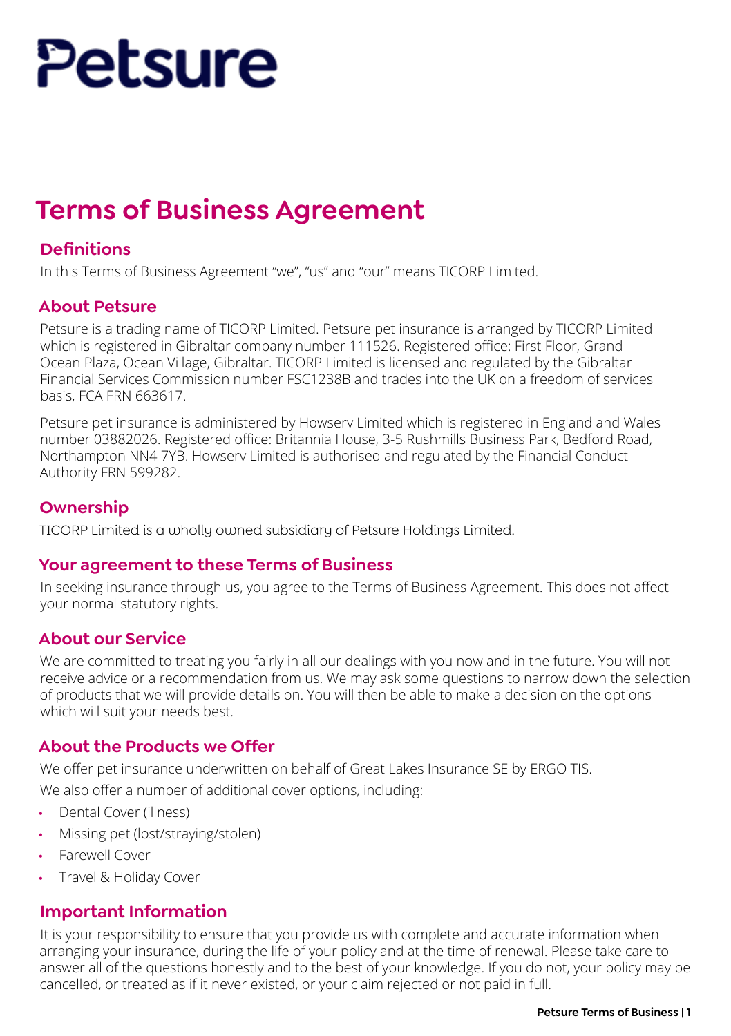# Petsure

## Terms of Business Agreement

### Definitions

In this Terms of Business Agreement "we", "us" and "our" means TICORP Limited.

### About Petsure

Petsure is a trading name of TICORP Limited. Petsure pet insurance is arranged by TICORP Limited which is registered in Gibraltar company number 111526. Registered office: First Floor, Grand Ocean Plaza, Ocean Village, Gibraltar. TICORP Limited is licensed and regulated by the Gibraltar Financial Services Commission number FSC1238B and trades into the UK on a freedom of services basis, FCA FRN 663617.

Petsure pet insurance is administered by Howserv Limited which is registered in England and Wales number 03882026. Registered office: Britannia House, 3-5 Rushmills Business Park, Bedford Road, Northampton NN4 7YB. Howserv Limited is authorised and regulated by the Financial Conduct Authority FRN 599282.

### Ownership

TICORP Limited is a wholly owned subsidiary of Petsure Holdings Limited.

### Your agreement to these Terms of Business

In seeking insurance through us, you agree to the Terms of Business Agreement. This does not affect your normal statutory rights.

### About our Service

We are committed to treating you fairly in all our dealings with you now and in the future. You will not receive advice or a recommendation from us. We may ask some questions to narrow down the selection of products that we will provide details on. You will then be able to make a decision on the options which will suit your needs best.

### About the Products we Offer

We offer pet insurance underwritten on behalf of Great Lakes Insurance SE by ERGO TIS.

We also offer a number of additional cover options, including:

- Dental Cover (illness)
- Missing pet (lost/straying/stolen)
- Farewell Cover
- Travel & Holiday Cover

### Important Information

It is your responsibility to ensure that you provide us with complete and accurate information when arranging your insurance, during the life of your policy and at the time of renewal. Please take care to answer all of the questions honestly and to the best of your knowledge. If you do not, your policy may be cancelled, or treated as if it never existed, or your claim rejected or not paid in full.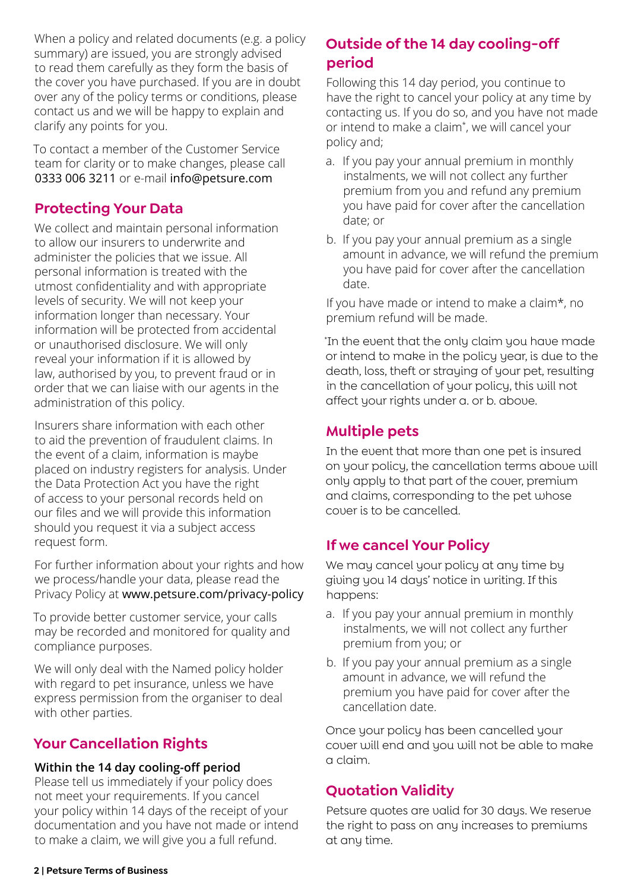When a policy and related documents (e.g. a policy summary) are issued, you are strongly advised to read them carefully as they form the basis of the cover you have purchased. If you are in doubt over any of the policy terms or conditions, please contact us and we will be happy to explain and clarify any points for you.

To contact a member of the Customer Service team for clarity or to make changes, please call 0333 006 3211 or e-mail info@petsure.com

## Protecting Your Data

We collect and maintain personal information to allow our insurers to underwrite and administer the policies that we issue. All personal information is treated with the utmost confidentiality and with appropriate levels of security. We will not keep your information longer than necessary. Your information will be protected from accidental or unauthorised disclosure. We will only reveal your information if it is allowed by law, authorised by you, to prevent fraud or in order that we can liaise with our agents in the administration of this policy.

Insurers share information with each other to aid the prevention of fraudulent claims. In the event of a claim, information is maybe placed on industry registers for analysis. Under the Data Protection Act you have the right of access to your personal records held on our files and we will provide this information should you request it via a subject access request form.

For further information about your rights and how we process/handle your data, please read the Privacy Policy at www.petsure.com/privacy-policy

To provide better customer service, your calls may be recorded and monitored for quality and compliance purposes.

We will only deal with the Named policy holder with regard to pet insurance, unless we have express permission from the organiser to deal with other parties.

## Your Cancellation Rights

**Within the 14 day cooling-off period**

Please tell us immediately if your policy does not meet your requirements. If you cancel your policy within 14 days of the receipt of your documentation and you have not made or intend to make a claim, we will give you a full refund.

## Outside of the 14 day cooling-off period

Following this 14 day period, you continue to have the right to cancel your policy at any time by contacting us. If you do so, and you have not made or intend to make a claim*, we will cancel your policy and;

a. If you pay your annual premium in monthly instalments, we will not collect any further premium from you and refund any premium you have paid for cover after the cancellation date; or

b. If you pay your annual premium as a single amount in advance, we will refund the premium you have paid for cover after the cancellation date.

If you have made or intend to make a claim*, no premium refund will be made.

*In the event that the only claim you have made or intend to make in the policy year, is due to the death, loss, theft or straying of your pet, resulting in the cancellation of your policy, this will not affect your rights under a. or b. above.

## Multiple pets

In the event that more than one pet is insured on your policy, the cancellation terms above will only apply to that part of the cover, premium and claims, corresponding to the pet whose cover is to be cancelled.

## If we cancel Your Policy

We may cancel your policy at any time by giving you 14 days' notice in writing. If this happens:

a. If you pay your annual premium in monthly instalments, we will not collect any further premium from you; or

b. If you pay your annual premium as a single amount in advance, we will refund the premium you have paid for cover after the cancellation date.

Once your policy has been cancelled your cover will end and you will not be able to make a claim.

## Quotation Validity

Petsure quotes are valid for 30 days. We reserve the right to pass on any increases to premiums at any time.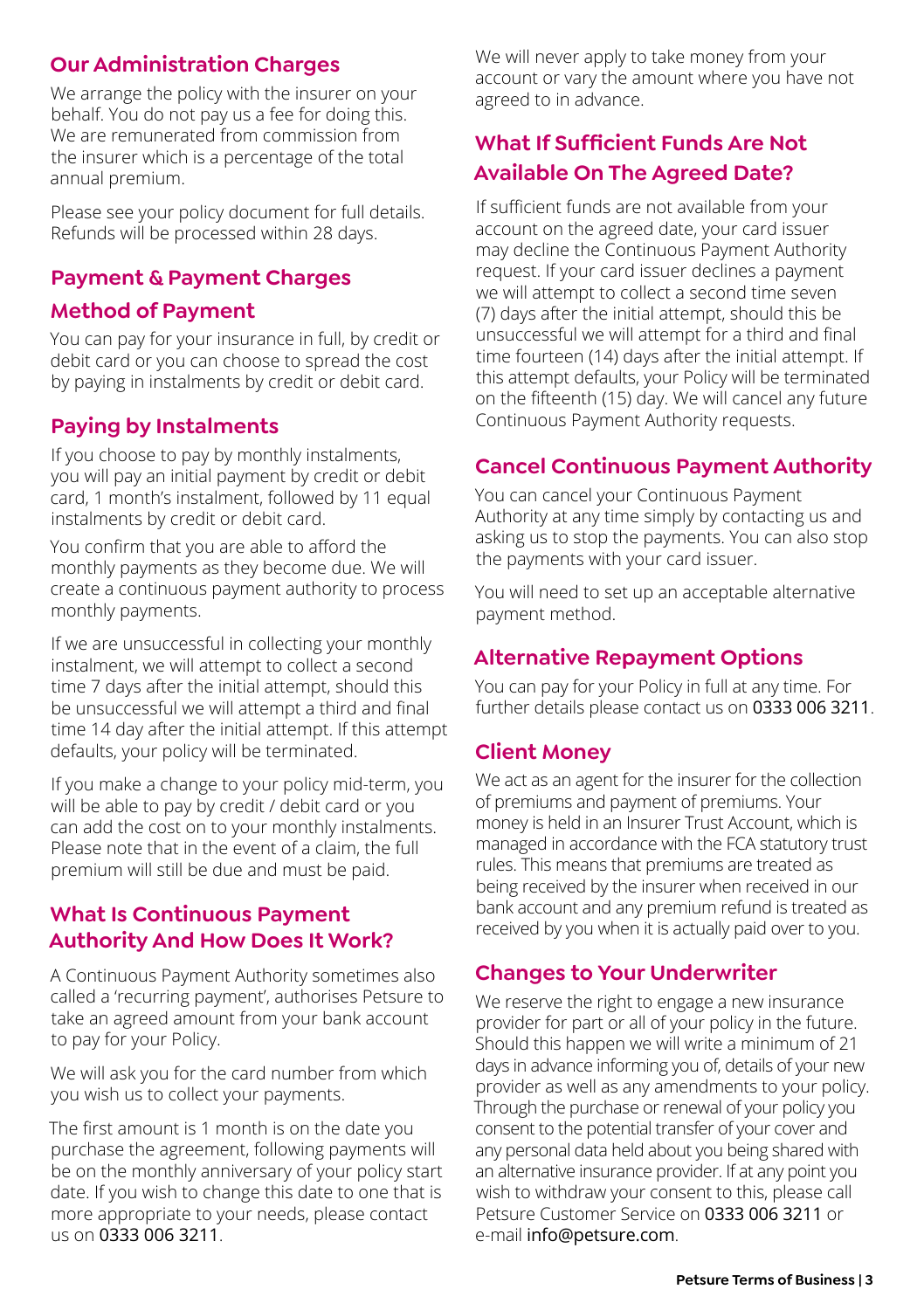## Our Administration Charges

We arrange the policy with the insurer on your behalf. You do not pay us a fee for doing this. We are remunerated from commission from the insurer which is a percentage of the total annual premium.

Please see your policy document for full details. Refunds will be processed within 28 days.

## Payment & Payment Charges

## Method of Payment

You can pay for your insurance in full, by credit or debit card or you can choose to spread the cost by paying in instalments by credit or debit card.

## Paying by Instalments

If you choose to pay by monthly instalments, you will pay an initial payment by credit or debit card, 1 month's instalment, followed by 11 equal instalments by credit or debit card.

You confirm that you are able to afford the monthly payments as they become due. We will create a continuous payment authority to process monthly payments.

If we are unsuccessful in collecting your monthly instalment, we will attempt to collect a second time 7 days after the initial attempt, should this be unsuccessful we will attempt a third and final time 14 day after the initial attempt. If this attempt defaults, your policy will be terminated.

If you make a change to your policy mid-term, you will be able to pay by credit / debit card or you can add the cost on to your monthly instalments. Please note that in the event of a claim, the full premium will still be due and must be paid.

## What Is Continuous Payment Authority And How Does It Work?

A Continuous Payment Authority sometimes also called a 'recurring payment', authorises Petsure to take an agreed amount from your bank account to pay for your Policy.

We will ask you for the card number from which you wish us to collect your payments.

The first amount is 1 month is on the date you purchase the agreement, following payments will be on the monthly anniversary of your policy start date. If you wish to change this date to one that is more appropriate to your needs, please contact us on 0333 006 3211.

We will never apply to take money from your account or vary the amount where you have not agreed to in advance.

## What If Sufficient Funds Are Not Available On The Agreed Date?

If sufficient funds are not available from your account on the agreed date, your card issuer may decline the Continuous Payment Authority request. If your card issuer declines a payment we will attempt to collect a second time seven (7) days after the initial attempt, should this be unsuccessful we will attempt for a third and final time fourteen (14) days after the initial attempt. If this attempt defaults, your Policy will be terminated on the fifteenth (15) day. We will cancel any future Continuous Payment Authority requests.

## Cancel Continuous Payment Authority

You can cancel your Continuous Payment Authority at any time simply by contacting us and asking us to stop the payments. You can also stop the payments with your card issuer.

You will need to set up an acceptable alternative payment method.

## Alternative Repayment Options

You can pay for your Policy in full at any time. For further details please contact us on 0333 006 3211.

## Client Money

We act as an agent for the insurer for the collection of premiums and payment of premiums. Your money is held in an Insurer Trust Account, which is managed in accordance with the FCA statutory trust rules. This means that premiums are treated as being received by the insurer when received in our bank account and any premium refund is treated as received by you when it is actually paid over to you.

## Changes to Your Underwriter

We reserve the right to engage a new insurance provider for part or all of your policy in the future. Should this happen we will write a minimum of 21 days in advance informing you of, details of your new provider as well as any amendments to your policy. Through the purchase or renewal of your policy you consent to the potential transfer of your cover and any personal data held about you being shared with an alternative insurance provider. If at any point you wish to withdraw your consent to this, please call Petsure Customer Service on 0333 006 3211 or e-mail info@petsure.com.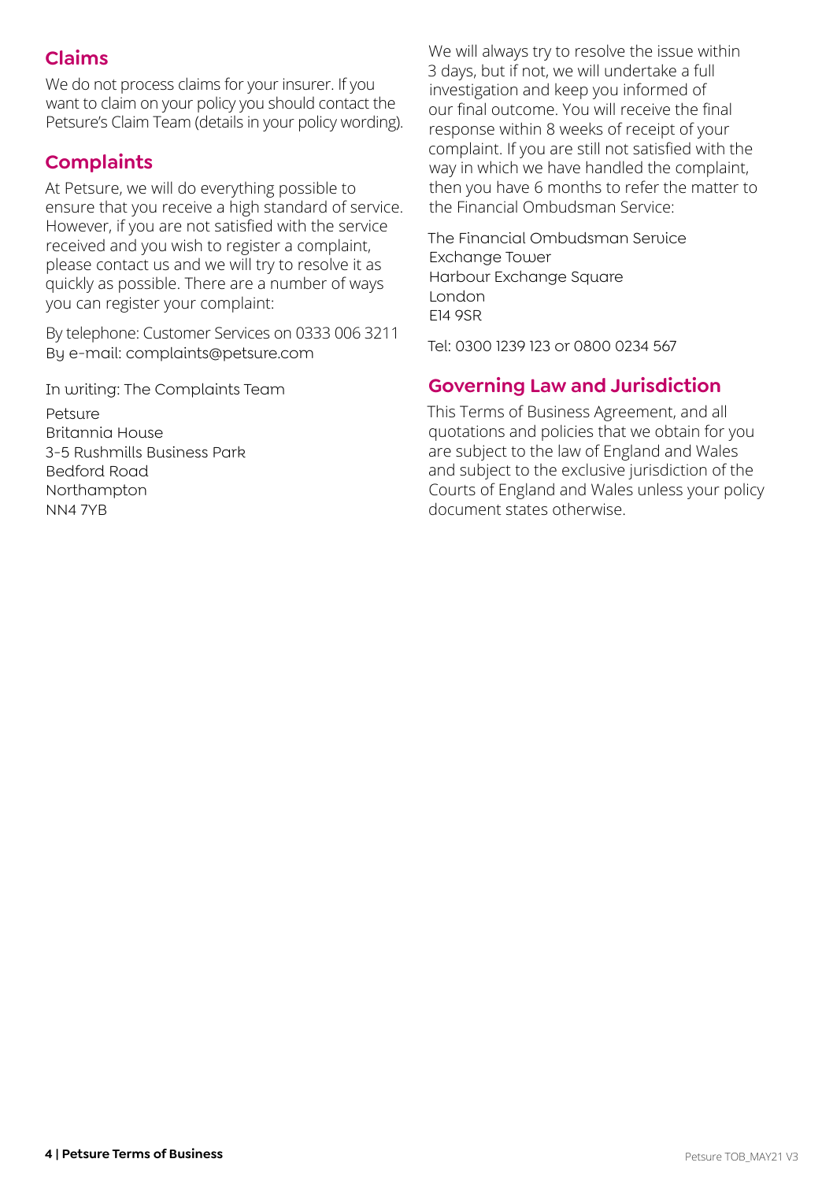## Claims

We do not process claims for your insurer. If you want to claim on your policy you should contact the Petsure's Claim Team (details in your policy wording).

## Complaints

At Petsure, we will do everything possible to ensure that you receive a high standard of service. However, if you are not satisfied with the service received and you wish to register a complaint, please contact us and we will try to resolve it as quickly as possible. There are a number of ways you can register your complaint:

By telephone: Customer Services on 0333 006 3211
By e-mail: complaints@petsure.com

In writing: The Complaints Team

Petsure
Britannia House
3-5 Rushmills Business Park
Bedford Road
Northampton
NN4 7YB

We will always try to resolve the issue within 3 days, but if not, we will undertake a full investigation and keep you informed of our final outcome. You will receive the final response within 8 weeks of receipt of your complaint. If you are still not satisfied with the way in which we have handled the complaint, then you have 6 months to refer the matter to the Financial Ombudsman Service:

The Financial Ombudsman Service
Exchange Tower
Harbour Exchange Square
London
E14 9SR

Tel: 0300 1239 123 or 0800 0234 567

## Governing Law and Jurisdiction

This Terms of Business Agreement, and all quotations and policies that we obtain for you are subject to the law of England and Wales and subject to the exclusive jurisdiction of the Courts of England and Wales unless your policy document states otherwise.

Petsure TOB_MAY21 V3